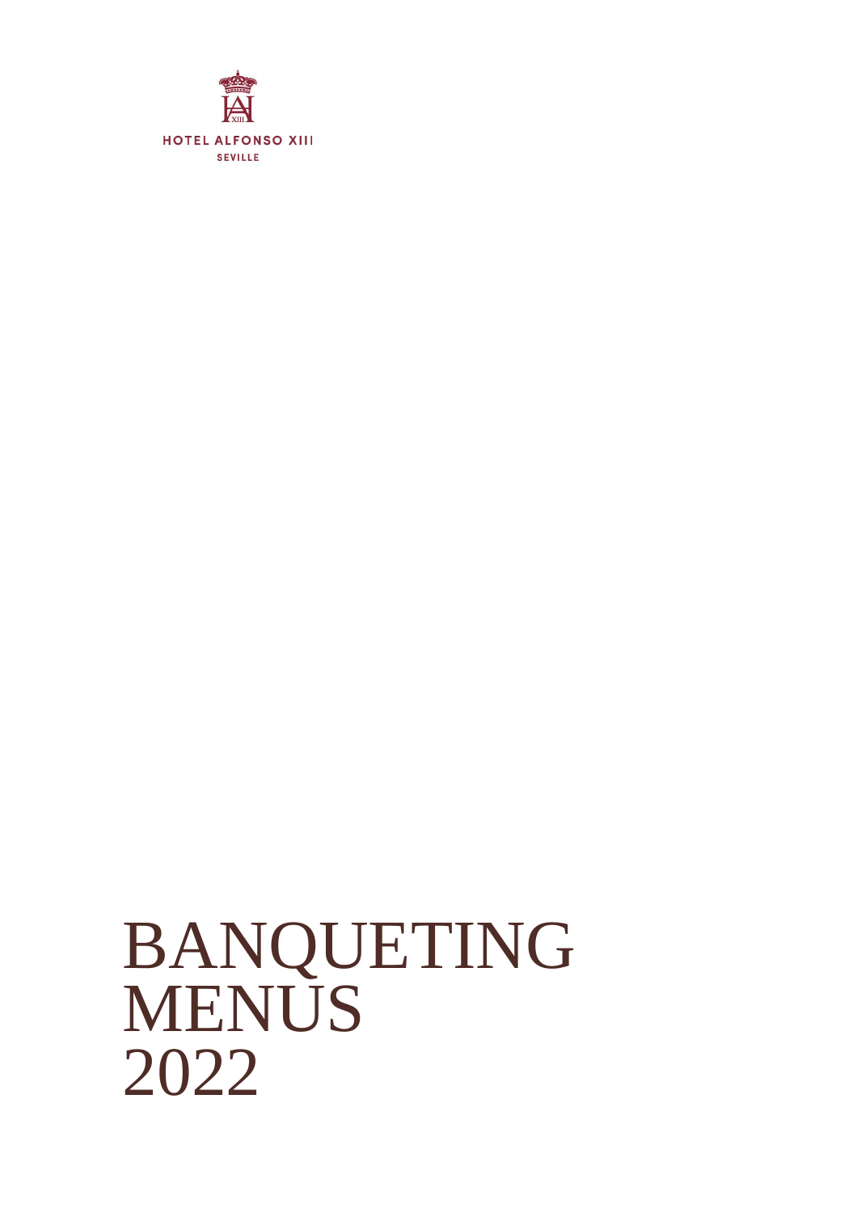HOTEL ALFONSO XIII

SEVILLE

# BANQUETING MENUS 2022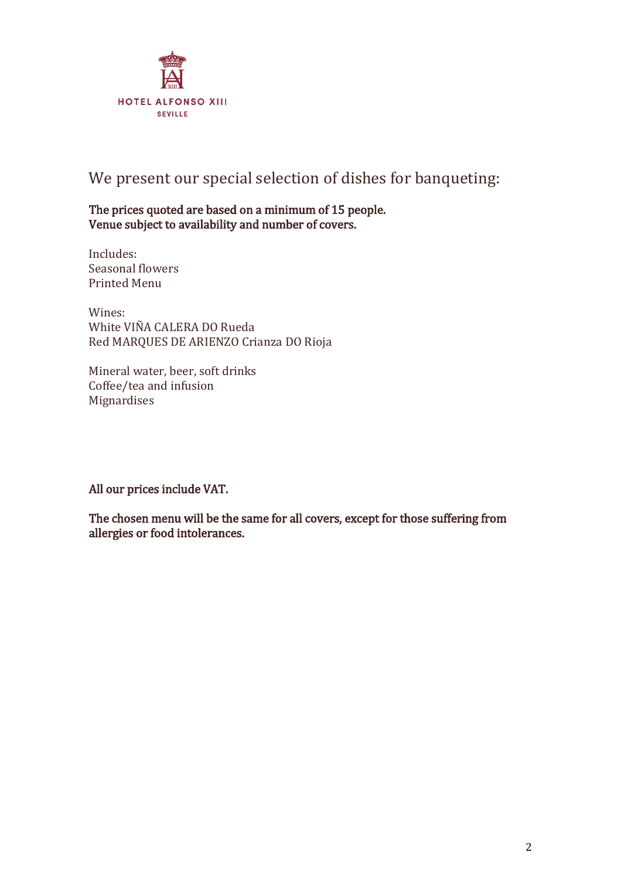HOTEL ALFONSO XIII
SEVILLE

## We present our special selection of dishes for banqueting:

**The prices quoted are based on a minimum of 15 people.**
**Venue subject to availability and number of covers.**

Includes:
Seasonal flowers
Printed Menu

Wines:
White VIÑA CALERA DO Rueda
Red MARQUES DE ARIENZO Crianza DO Rioja

Mineral water, beer, soft drinks
Coffee/tea and infusion
Mignardises

**All our prices include VAT.**

**The chosen menu will be the same for all covers, except for those suffering from allergies or food intolerances.**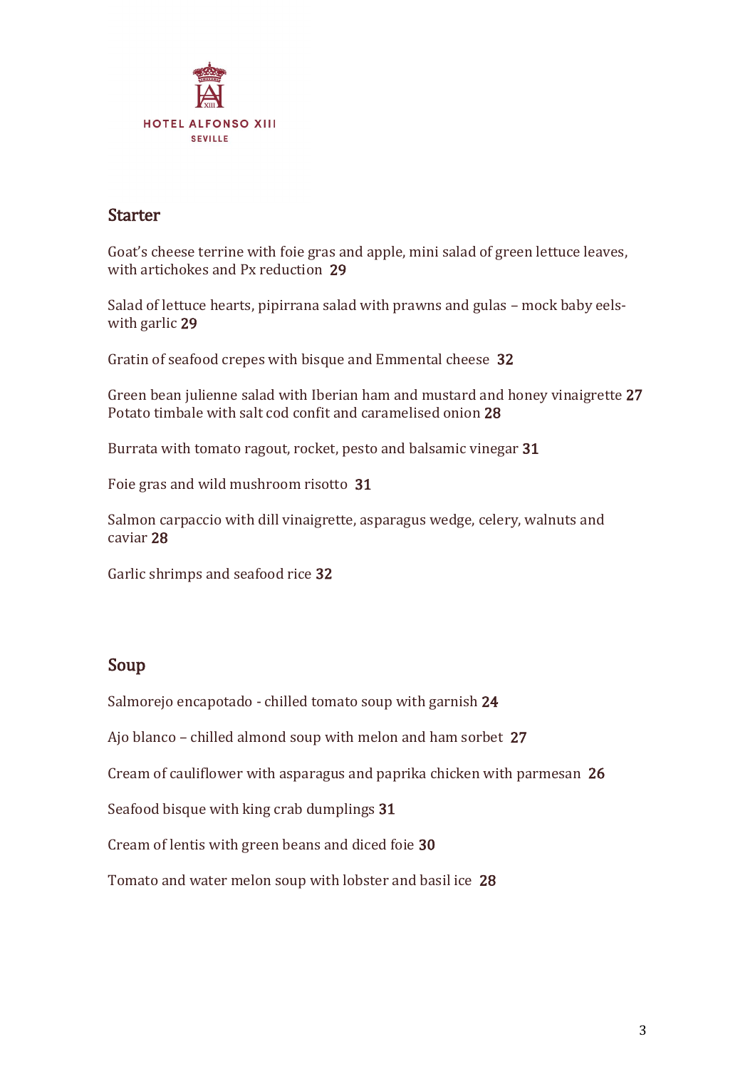HOTEL ALFONSO XIII
SEVILLE

## Starter

Goat's cheese terrine with foie gras and apple, mini salad of green lettuce leaves, with artichokes and Px reduction **29**

Salad of lettuce hearts, pipirrana salad with prawns and gulas – mock baby eels- with garlic **29**

Gratin of seafood crepes with bisque and Emmental cheese **32**

Green bean julienne salad with Iberian ham and mustard and honey vinaigrette **27**
Potato timbale with salt cod confit and caramelised onion **28**

Burrata with tomato ragout, rocket, pesto and balsamic vinegar **31**

Foie gras and wild mushroom risotto **31**

Salmon carpaccio with dill vinaigrette, asparagus wedge, celery, walnuts and caviar **28**

Garlic shrimps and seafood rice **32**

## Soup

Salmorejo encapotado - chilled tomato soup with garnish **24**

Ajo blanco – chilled almond soup with melon and ham sorbet **27**

Cream of cauliflower with asparagus and paprika chicken with parmesan **26**

Seafood bisque with king crab dumplings **31**

Cream of lentis with green beans and diced foie **30**

Tomato and water melon soup with lobster and basil ice **28**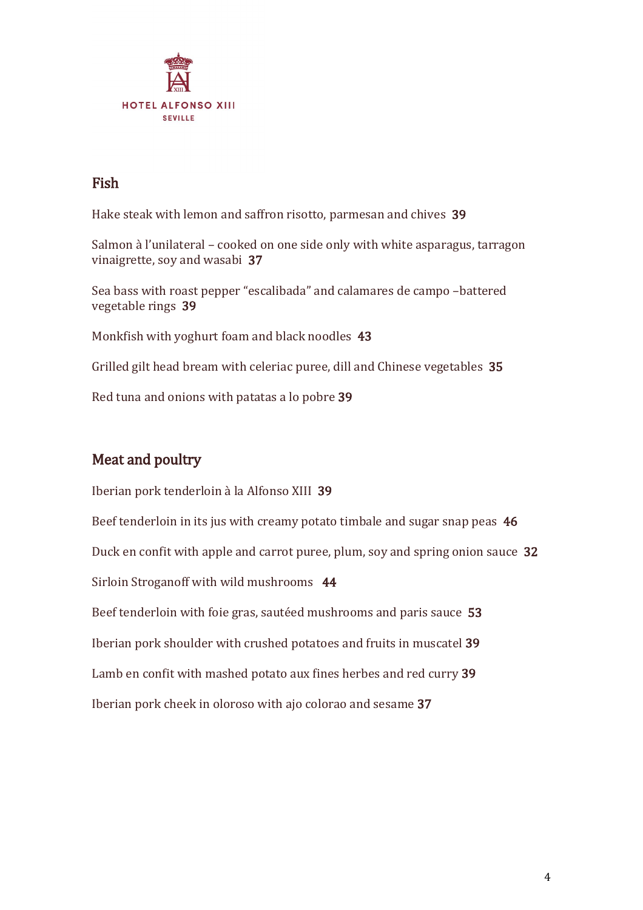HOTEL ALFONSO XIII
SEVILLE

## Fish

Hake steak with lemon and saffron risotto, parmesan and chives **39**

Salmon à l'unilateral – cooked on one side only with white asparagus, tarragon vinaigrette, soy and wasabi **37**

Sea bass with roast pepper "escalibada" and calamares de campo –battered vegetable rings **39**

Monkfish with yoghurt foam and black noodles **43**

Grilled gilt head bream with celeriac puree, dill and Chinese vegetables **35**

Red tuna and onions with patatas a lo pobre **39**

## Meat and poultry

Iberian pork tenderloin à la Alfonso XIII **39**

Beef tenderloin in its jus with creamy potato timbale and sugar snap peas **46**

Duck en confit with apple and carrot puree, plum, soy and spring onion sauce **32**

Sirloin Stroganoff with wild mushrooms **44**

Beef tenderloin with foie gras, sautéed mushrooms and paris sauce **53**

Iberian pork shoulder with crushed potatoes and fruits in muscatel **39**

Lamb en confit with mashed potato aux fines herbes and red curry **39**

Iberian pork cheek in oloroso with ajo colorao and sesame **37**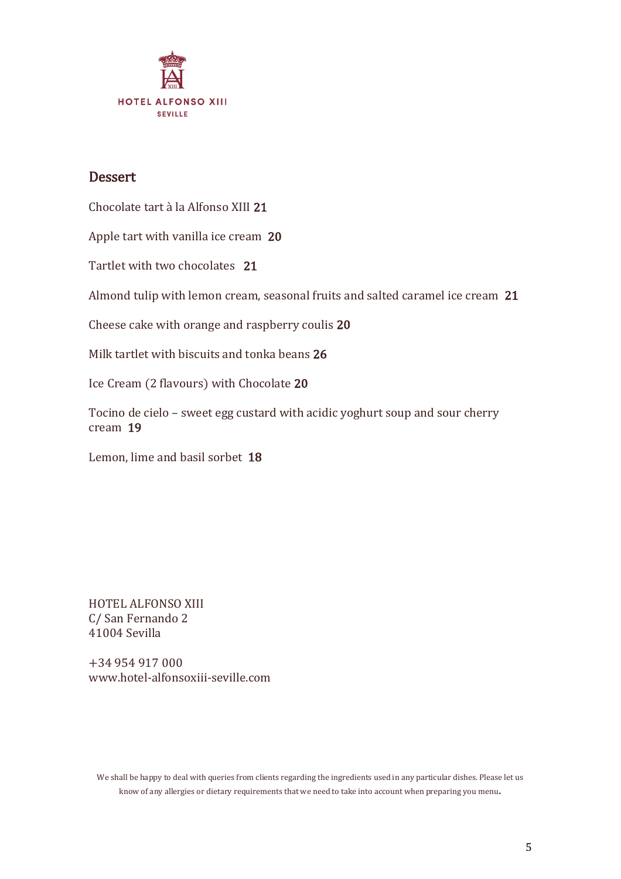HOTEL ALFONSO XIII
SEVILLE

## Dessert

Chocolate tart à la Alfonso XIII **21**

Apple tart with vanilla ice cream **20**

Tartlet with two chocolates **21**

Almond tulip with lemon cream, seasonal fruits and salted caramel ice cream **21**

Cheese cake with orange and raspberry coulis **20**

Milk tartlet with biscuits and tonka beans **26**

Ice Cream (2 flavours) with Chocolate **20**

Tocino de cielo – sweet egg custard with acidic yoghurt soup and sour cherry cream **19**

Lemon, lime and basil sorbet **18**

HOTEL ALFONSO XIII
C/ San Fernando 2
41004 Sevilla

+34 954 917 000
www.hotel-alfonsoxiii-seville.com

We shall be happy to deal with queries from clients regarding the ingredients used in any particular dishes. Please let us know of any allergies or dietary requirements that we need to take into account when preparing you menu.